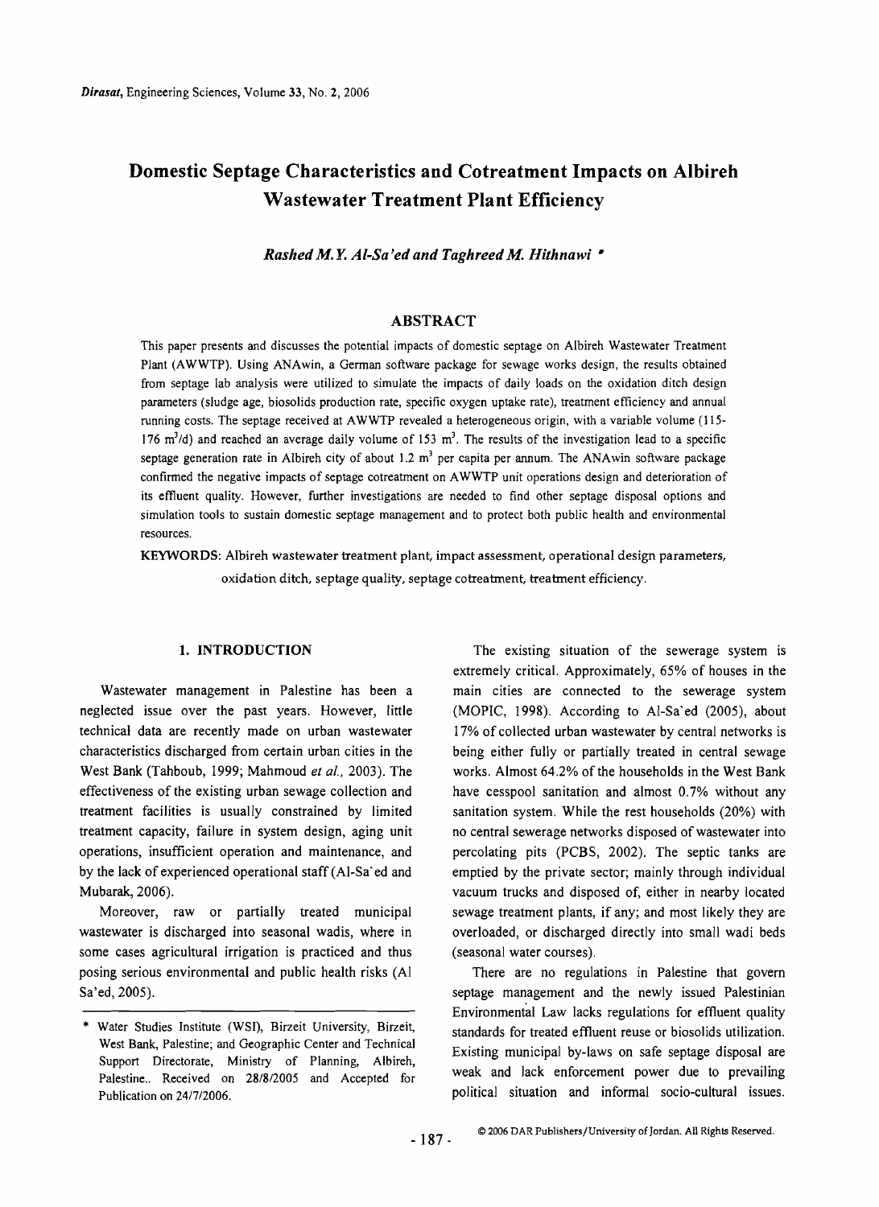# Domestic Septage Characteristics and Cotreatment Impacts on Albireh Wastewater Treatment Plant Efficiency

***Rashed M.Y. Al-Sa'ed and Taghreed M. Hithnawi*** *

## ABSTRACT

This paper presents and discusses the potential impacts of domestic septage on Albireh Wastewater Treatment Plant (AWWTP). Using ANAwin, a German software package for sewage works design, the results obtained from septage lab analysis were utilized to simulate the impacts of daily loads on the oxidation ditch design parameters (sludge age, biosolids production rate, specific oxygen uptake rate), treatment efficiency and annual running costs. The septage received at AWWTP revealed a heterogeneous origin, with a variable volume (115-176 $m^3/d$) and reached an average daily volume of 153 $m^3$. The results of the investigation lead to a specific septage generation rate in Albireh city of about 1.2 $m^3$ per capita per annum. The ANAwin software package confirmed the negative impacts of septage cotreatment on AWWTP unit operations design and deterioration of its effluent quality. However, further investigations are needed to find other septage disposal options and simulation tools to sustain domestic septage management and to protect both public health and environmental resources.

**KEYWORDS:** Albireh wastewater treatment plant, impact assessment, operational design parameters, oxidation ditch, septage quality, septage cotreatment, treatment efficiency.

## 1. INTRODUCTION

Wastewater management in Palestine has been a neglected issue over the past years. However, little technical data are recently made on urban wastewater characteristics discharged from certain urban cities in the West Bank (Tahboub, 1999; Mahmoud *et al.*, 2003). The effectiveness of the existing urban sewage collection and treatment facilities is usually constrained by limited treatment capacity, failure in system design, aging unit operations, insufficient operation and maintenance, and by the lack of experienced operational staff (Al-Sa`ed and Mubarak, 2006).

Moreover, raw or partially treated municipal wastewater is discharged into seasonal wadis, where in some cases agricultural irrigation is practiced and thus posing serious environmental and public health risks (Al Sa'ed, 2005).

The existing situation of the sewerage system is extremely critical. Approximately, 65% of houses in the main cities are connected to the sewerage system (MOPIC, 1998). According to Al-Sa`ed (2005), about 17% of collected urban wastewater by central networks is being either fully or partially treated in central sewage works. Almost 64.2% of the households in the West Bank have cesspool sanitation and almost 0.7% without any sanitation system. While the rest households (20%) with no central sewerage networks disposed of wastewater into percolating pits (PCBS, 2002). The septic tanks are emptied by the private sector; mainly through individual vacuum trucks and disposed of, either in nearby located sewage treatment plants, if any; and most likely they are overloaded, or discharged directly into small wadi beds (seasonal water courses).

There are no regulations in Palestine that govern septage management and the newly issued Palestinian Environmental Law lacks regulations for effluent quality standards for treated effluent reuse or biosolids utilization. Existing municipal by-laws on safe septage disposal are weak and lack enforcement power due to prevailing political situation and informal socio-cultural issues.

---

* Water Studies Institute (WSI), Birzeit University, Birzeit, West Bank, Palestine; and Geographic Center and Technical Support Directorate, Ministry of Planning, Albireh, Palestine.. Received on 28/8/2005 and Accepted for Publication on 24/7/2006.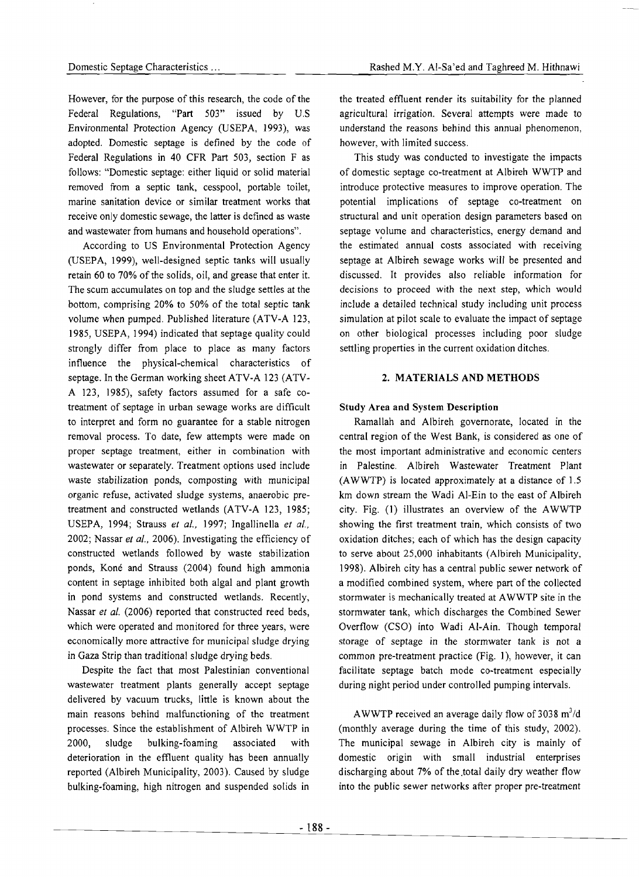However, for the purpose of this research, the code of the Federal Regulations, "Part 503" issued by U.S Environmental Protection Agency (USEPA, 1993), was adopted. Domestic septage is defined by the code of Federal Regulations in 40 CFR Part 503, section F as follows: "Domestic septage: either liquid or solid material removed from a septic tank, cesspool, portable toilet, marine sanitation device or similar treatment works that receive only domestic sewage, the latter is defined as waste and wastewater from humans and household operations".

According to US Environmental Protection Agency (USEPA, 1999), well-designed septic tanks will usually retain 60 to 70% of the solids, oil, and grease that enter it. The scum accumulates on top and the sludge settles at the bottom, comprising 20% to 50% of the total septic tank volume when pumped. Published literature (ATV-A 123, 1985, USEPA, 1994) indicated that septage quality could strongly differ from place to place as many factors influence the physical-chemical characteristics of septage. In the German working sheet ATV-A 123 (ATV-A 123, 1985), safety factors assumed for a safe co-treatment of septage in urban sewage works are difficult to interpret and form no guarantee for a stable nitrogen removal process. To date, few attempts were made on proper septage treatment, either in combination with wastewater or separately. Treatment options used include waste stabilization ponds, composting with municipal organic refuse, activated sludge systems, anaerobic pre-treatment and constructed wetlands (ATV-A 123, 1985; USEPA, 1994; Strauss *et al.,* 1997; Ingallinella *et al.,* 2002; Nassar *et al.,* 2006). Investigating the efficiency of constructed wetlands followed by waste stabilization ponds, Koné and Strauss (2004) found high ammonia content in septage inhibited both algal and plant growth in pond systems and constructed wetlands. Recently, Nassar *et al.* (2006) reported that constructed reed beds, which were operated and monitored for three years, were economically more attractive for municipal sludge drying in Gaza Strip than traditional sludge drying beds.

Despite the fact that most Palestinian conventional wastewater treatment plants generally accept septage delivered by vacuum trucks, little is known about the main reasons behind malfunctioning of the treatment processes. Since the establishment of Albireh WWTP in 2000, sludge bulking-foaming associated with deterioration in the effluent quality has been annually reported (Albireh Municipality, 2003). Caused by sludge bulking-foaming, high nitrogen and suspended solids in the treated effluent render its suitability for the planned agricultural irrigation. Several attempts were made to understand the reasons behind this annual phenomenon, however, with limited success.

This study was conducted to investigate the impacts of domestic septage co-treatment at Albireh WWTP and introduce protective measures to improve operation. The potential implications of septage co-treatment on structural and unit operation design parameters based on septage volume and characteristics, energy demand and the estimated annual costs associated with receiving septage at Albireh sewage works will be presented and discussed. It provides also reliable information for decisions to proceed with the next step, which would include a detailed technical study including unit process simulation at pilot scale to evaluate the impact of septage on other biological processes including poor sludge settling properties in the current oxidation ditches.

## 2. MATERIALS AND METHODS

### Study Area and System Description

Ramallah and Albireh governorate, located in the central region of the West Bank, is considered as one of the most important administrative and economic centers in Palestine. Albireh Wastewater Treatment Plant (AWWTP) is located approximately at a distance of 1.5 km down stream the Wadi Al-Ein to the east of Albireh city. Fig. (1) illustrates an overview of the AWWTP showing the first treatment train, which consists of two oxidation ditches; each of which has the design capacity to serve about 25,000 inhabitants (Albireh Municipality, 1998). Albireh city has a central public sewer network of a modified combined system, where part of the collected stormwater is mechanically treated at AWWTP site in the stormwater tank, which discharges the Combined Sewer Overflow (CSO) into Wadi Al-Ain. Though temporal storage of septage in the stormwater tank is not a common pre-treatment practice (Fig. 1), however, it can facilitate septage batch mode co-treatment especially during night period under controlled pumping intervals.

AWWTP received an average daily flow of 3038 $m^3/d$ (monthly average during the time of this study, 2002). The municipal sewage in Albireh city is mainly of domestic origin with small industrial enterprises discharging about 7% of the total daily dry weather flow into the public sewer networks after proper pre-treatment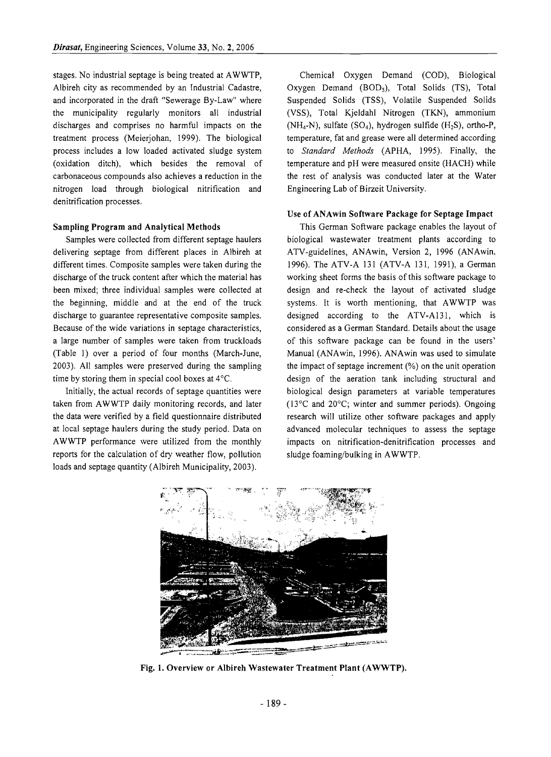stages. No industrial septage is being treated at AWWTP, Albireh city as recommended by an Industrial Cadastre, and incorporated in the draft "Sewerage By-Law" where the municipality regularly monitors all industrial discharges and comprises no harmful impacts on the treatment process (Meierjohan, 1999). The biological process includes a low loaded activated sludge system (oxidation ditch), which besides the removal of carbonaceous compounds also achieves a reduction in the nitrogen load through biological nitrification and denitrification processes.

### Sampling Program and Analytical Methods

Samples were collected from different septage haulers delivering septage from different places in Albireh at different times. Composite samples were taken during the discharge of the truck content after which the material has been mixed; three individual samples were collected at the beginning, middle and at the end of the truck discharge to guarantee representative composite samples. Because of the wide variations in septage characteristics, a large number of samples were taken from truckloads (Table 1) over a period of four months (March-June, 2003). All samples were preserved during the sampling time by storing them in special cool boxes at 4°C.

Initially, the actual records of septage quantities were taken from AWWTP daily monitoring records, and later the data were verified by a field questionnaire distributed at local septage haulers during the study period. Data on AWWTP performance were utilized from the monthly reports for the calculation of dry weather flow, pollution loads and septage quantity (Albireh Municipality, 2003).

Chemical Oxygen Demand (COD), Biological Oxygen Demand ($BOD_5$), Total Solids (TS), Total Suspended Solids (TSS), Volatile Suspended Solids (VSS), Total Kjeldahl Nitrogen (TKN), ammonium ($NH_4$-N), sulfate ($SO_4$), hydrogen sulfide ($H_2S$), ortho-P, temperature, fat and grease were all determined according to *Standard Methods* (APHA, 1995). Finally, the temperature and pH were measured onsite (HACH) while the rest of analysis was conducted later at the Water Engineering Lab of Birzeit University.

### Use of ANAwin Software Package for Septage Impact

This German Software package enables the layout of biological wastewater treatment plants according to ATV-guidelines, ANAwin, Version 2, 1996 (ANAwin, 1996). The ATV-A 131 (ATV-A 131, 1991), a German working sheet forms the basis of this software package to design and re-check the layout of activated sludge systems. It is worth mentioning, that AWWTP was designed according to the ATV-A131, which is considered as a German Standard. Details about the usage of this software package can be found in the users' Manual (ANAwin, 1996). ANAwin was used to simulate the impact of septage increment (%) on the unit operation design of the aeration tank including structural and biological design parameters at variable temperatures (13°C and 20°C; winter and summer periods). Ongoing research will utilize other software packages and apply advanced molecular techniques to assess the septage impacts on nitrification-denitrification processes and sludge foaming/bulking in AWWTP.

**Fig. 1. Overview or Albireh Wastewater Treatment Plant (AWWTP).**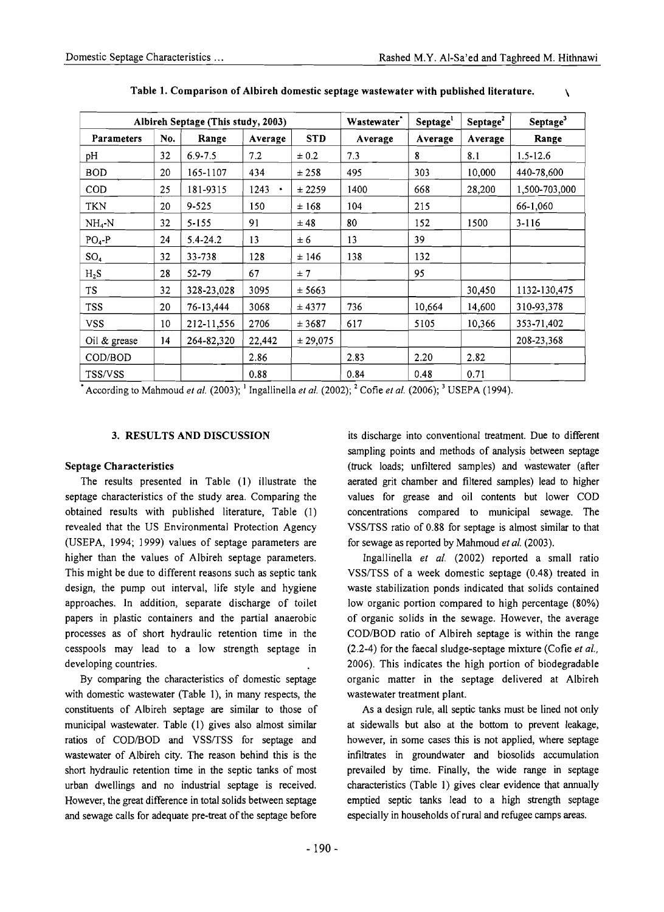Table 1. Comparison of Albireh domestic septage wastewater with published literature.

| Albireh Septage (This study, 2003) | | | | | Wastewater* | Septage[1] | Septage[2] | Septage[3] |
|---|---|---|---|---|---|---|---|---|
| Parameters | No. | Range | Average | STD | Average | Average | Average | Range |
| pH | 32 | 6.9-7.5 | 7.2 | ± 0.2 | 7.3 | 8 | 8.1 | 1.5-12.6 |
| BOD | 20 | 165-1107 | 434 | ± 258 | 495 | 303 | 10,000 | 440-78,600 |
| COD | 25 | 181-9315 | 1243 | ± 2259 | 1400 | 668 | 28,200 | 1,500-703,000 |
| TKN | 20 | 9-525 | 150 | ± 168 | 104 | 215 | | 66-1,060 |
| $NH_4$-N | 32 | 5-155 | 91 | ± 48 | 80 | 152 | 1500 | 3-116 |
| $PO_4$-P | 24 | 5.4-24.2 | 13 | ± 6 | 13 | 39 | | |
| $SO_4$ | 32 | 33-738 | 128 | ± 146 | 138 | 132 | | |
| $H_2S$ | 28 | 52-79 | 67 | ± 7 | | 95 | | |
| TS | 32 | 328-23,028 | 3095 | ± 5663 | | | 30,450 | 1132-130,475 |
| TSS | 20 | 76-13,444 | 3068 | ± 4377 | 736 | 10,664 | 14,600 | 310-93,378 |
| VSS | 10 | 212-11,556 | 2706 | ± 3687 | 617 | 5105 | 10,366 | 353-71,402 |
| Oil & grease | 14 | 264-82,320 | 22,442 | ± 29,075 | | | | 208-23,368 |
| COD/BOD | | | 2.86 | | 2.83 | 2.20 | 2.82 | |
| TSS/VSS | | | 0.88 | | 0.84 | 0.48 | 0.71 | |

*According to Mahmoud *et al.* (2003); [1] Ingallinella *et al.* (2002); [2] Cofie *et al.* (2006); [3] USEPA (1994).

## 3. RESULTS AND DISCUSSION

### Septage Characteristics

The results presented in Table (1) illustrate the septage characteristics of the study area. Comparing the obtained results with published literature, Table (1) revealed that the US Environmental Protection Agency (USEPA, 1994; 1999) values of septage parameters are higher than the values of Albireh septage parameters. This might be due to different reasons such as septic tank design, the pump out interval, life style and hygiene approaches. In addition, separate discharge of toilet papers in plastic containers and the partial anaerobic processes as of short hydraulic retention time in the cesspools may lead to a low strength septage in developing countries.

By comparing the characteristics of domestic septage with domestic wastewater (Table 1), in many respects, the constituents of Albireh septage are similar to those of municipal wastewater. Table (1) gives also almost similar ratios of COD/BOD and VSS/TSS for septage and wastewater of Albireh city. The reason behind this is the short hydraulic retention time in the septic tanks of most urban dwellings and no industrial septage is received. However, the great difference in total solids between septage and sewage calls for adequate pre-treat of the septage before its discharge into conventional treatment. Due to different sampling points and methods of analysis between septage (truck loads; unfiltered samples) and wastewater (after aerated grit chamber and filtered samples) lead to higher values for grease and oil contents but lower COD concentrations compared to municipal sewage. The VSS/TSS ratio of 0.88 for septage is almost similar to that for sewage as reported by Mahmoud *et al.* (2003).

Ingallinella *et al.* (2002) reported a small ratio VSS/TSS of a week domestic septage (0.48) treated in waste stabilization ponds indicated that solids contained low organic portion compared to high percentage (80%) of organic solids in the sewage. However, the average COD/BOD ratio of Albireh septage is within the range (2.2-4) for the faecal sludge-septage mixture (Cofie *et al.*, 2006). This indicates the high portion of biodegradable organic matter in the septage delivered at Albireh wastewater treatment plant.

As a design rule, all septic tanks must be lined not only at sidewalls but also at the bottom to prevent leakage, however, in some cases this is not applied, where septage infiltrates in groundwater and biosolids accumulation prevailed by time. Finally, the wide range in septage characteristics (Table 1) gives clear evidence that annually emptied septic tanks lead to a high strength septage especially in households of rural and refugee camps areas.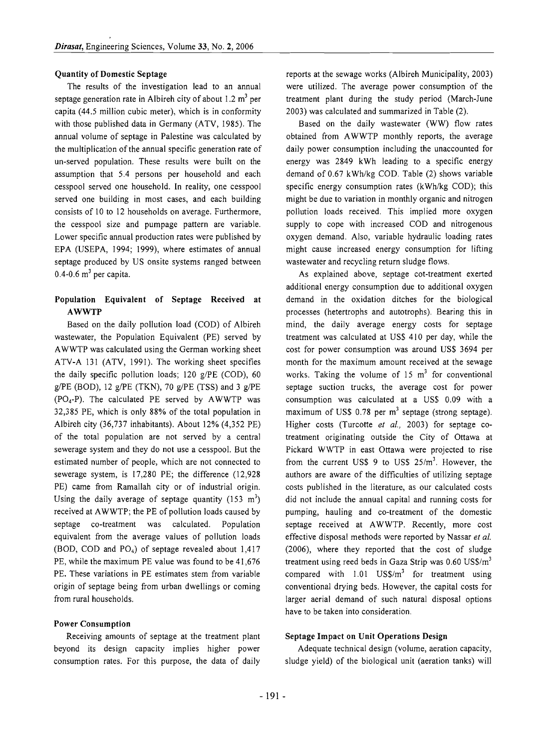### Quantity of Domestic Septage

The results of the investigation lead to an annual septage generation rate in Albireh city of about 1.2 $m^3$ per capita (44.5 million cubic meter), which is in conformity with those published data in Germany (ATV, 1985). The annual volume of septage in Palestine was calculated by the multiplication of the annual specific generation rate of un-served population. These results were built on the assumption that 5.4 persons per household and each cesspool served one household. In reality, one cesspool served one building in most cases, and each building consists of 10 to 12 households on average. Furthermore, the cesspool size and pumpage pattern are variable. Lower specific annual production rates were published by EPA (USEPA, 1994; 1999), where estimates of annual septage produced by US onsite systems ranged between 0.4-0.6 $m^3$ per capita.

### Population Equivalent of Septage Received at AWWTP

Based on the daily pollution load (COD) of Albireh wastewater, the Population Equivalent (PE) served by AWWTP was calculated using the German working sheet ATV-A 131 (ATV, 1991). The working sheet specifies the daily specific pollution loads; 120 g/PE (COD), 60 g/PE (BOD), 12 g/PE (TKN), 70 g/PE (TSS) and 3 g/PE ($PO_4$-P). The calculated PE served by AWWTP was 32,385 PE, which is only 88% of the total population in Albireh city (36,737 inhabitants). About 12% (4,352 PE) of the total population are not served by a central sewerage system and they do not use a cesspool. But the estimated number of people, which are not connected to sewerage system, is 17,280 PE; the difference (12,928 PE) came from Ramallah city or of industrial origin. Using the daily average of septage quantity (153 $m^3$) received at AWWTP; the PE of pollution loads caused by septage co-treatment was calculated. Population equivalent from the average values of pollution loads (BOD, COD and $PO_4$) of septage revealed about 1,417 PE, while the maximum PE value was found to be 41,676 PE. These variations in PE estimates stem from variable origin of septage being from urban dwellings or coming from rural households.

### Power Consumption

Receiving amounts of septage at the treatment plant beyond its design capacity implies higher power consumption rates. For this purpose, the data of daily reports at the sewage works (Albireh Municipality, 2003) were utilized. The average power consumption of the treatment plant during the study period (March-June 2003) was calculated and summarized in Table (2).

Based on the daily wastewater (WW) flow rates obtained from AWWTP monthly reports, the average daily power consumption including the unaccounted for energy was 2849 kWh leading to a specific energy demand of 0.67 kWh/kg COD. Table (2) shows variable specific energy consumption rates (kWh/kg COD); this might be due to variation in monthly organic and nitrogen pollution loads received. This implied more oxygen supply to cope with increased COD and nitrogenous oxygen demand. Also, variable hydraulic loading rates might cause increased energy consumption for lifting wastewater and recycling return sludge flows.

As explained above, septage cot-treatment exerted additional energy consumption due to additional oxygen demand in the oxidation ditches for the biological processes (hetertrophs and autotrophs). Bearing this in mind, the daily average energy costs for septage treatment was calculated at US$ 410 per day, while the cost for power consumption was around US$ 3694 per month for the maximum amount received at the sewage works. Taking the volume of 15 $m^3$ for conventional septage suction trucks, the average cost for power consumption was calculated at a US$ 0.09 with a maximum of US$ 0.78 per $m^3$ septage (strong septage). Higher costs (Turcotte *et al.*, 2003) for septage co-treatment originating outside the City of Ottawa at Pickard WWTP in east Ottawa were projected to rise from the current US$ 9 to US$ 25/$m^3$. However, the authors are aware of the difficulties of utilizing septage costs published in the literature, as our calculated costs did not include the annual capital and running costs for pumping, hauling and co-treatment of the domestic septage received at AWWTP. Recently, more cost effective disposal methods were reported by Nassar *et al.* (2006), where they reported that the cost of sludge treatment using reed beds in Gaza Strip was 0.60 US$/$m^3$ compared with 1.01 US$/$m^3$ for treatment using conventional drying beds. However, the capital costs for larger aerial demand of such natural disposal options have to be taken into consideration.

### Septage Impact on Unit Operations Design

Adequate technical design (volume, aeration capacity, sludge yield) of the biological unit (aeration tanks) will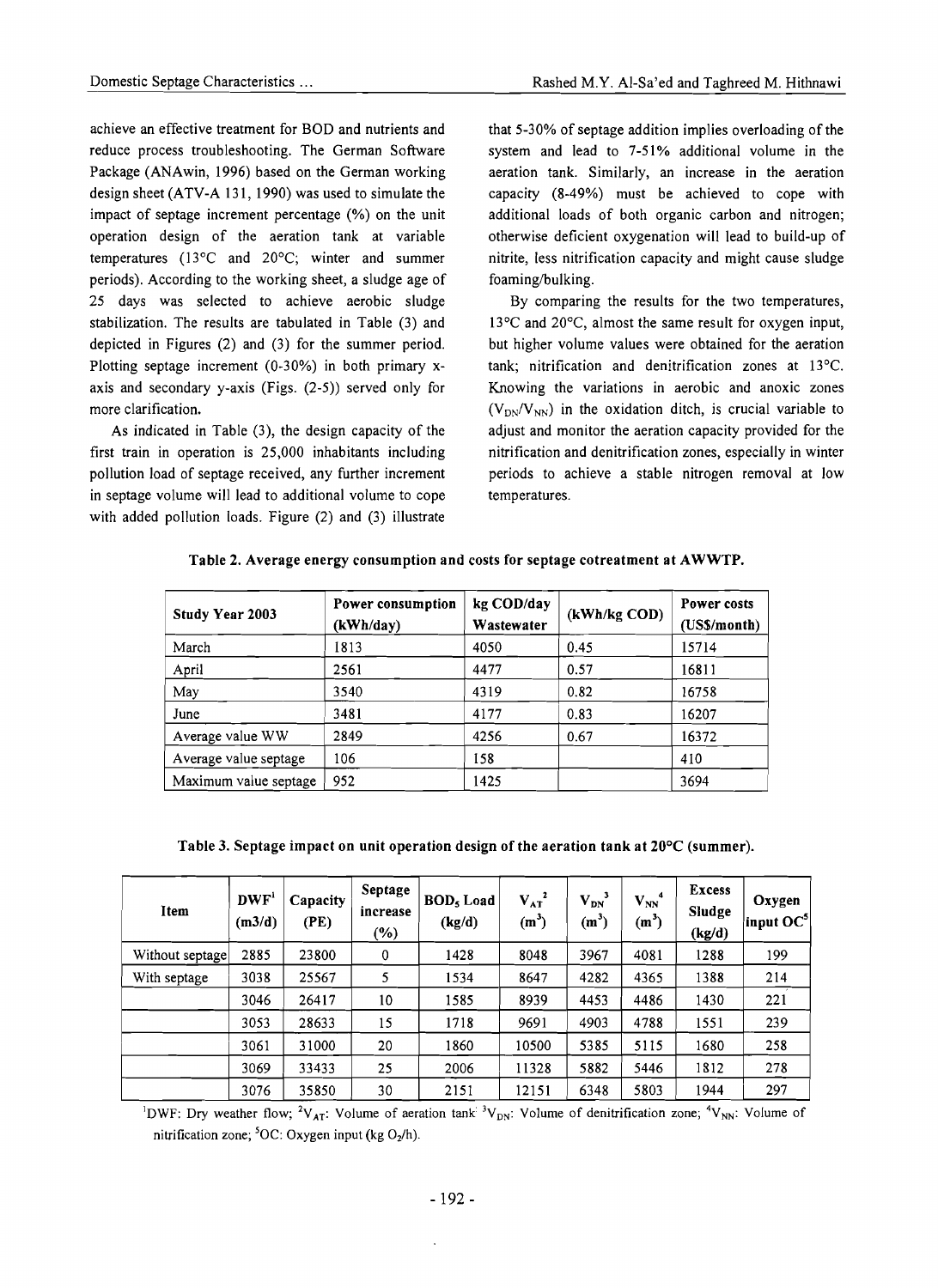achieve an effective treatment for BOD and nutrients and reduce process troubleshooting. The German Software Package (ANAwin, 1996) based on the German working design sheet (ATV-A 131, 1990) was used to simulate the impact of septage increment percentage (%) on the unit operation design of the aeration tank at variable temperatures (13°C and 20°C; winter and summer periods). According to the working sheet, a sludge age of 25 days was selected to achieve aerobic sludge stabilization. The results are tabulated in Table (3) and depicted in Figures (2) and (3) for the summer period. Plotting septage increment (0-30%) in both primary x-axis and secondary y-axis (Figs. (2-5)) served only for more clarification.

As indicated in Table (3), the design capacity of the first train in operation is 25,000 inhabitants including pollution load of septage received, any further increment in septage volume will lead to additional volume to cope with added pollution loads. Figure (2) and (3) illustrate that 5-30% of septage addition implies overloading of the system and lead to 7-51% additional volume in the aeration tank. Similarly, an increase in the aeration capacity (8-49%) must be achieved to cope with additional loads of both organic carbon and nitrogen; otherwise deficient oxygenation will lead to build-up of nitrite, less nitrification capacity and might cause sludge foaming/bulking.

By comparing the results for the two temperatures, 13°C and 20°C, almost the same result for oxygen input, but higher volume values were obtained for the aeration tank; nitrification and denitrification zones at 13°C. Knowing the variations in aerobic and anoxic zones ($V_{DN}/V_{NN}$) in the oxidation ditch, is crucial variable to adjust and monitor the aeration capacity provided for the nitrification and denitrification zones, especially in winter periods to achieve a stable nitrogen removal at low temperatures.

**Table 2. Average energy consumption and costs for septage cotreatment at AWWTP.**

| Study Year 2003 | Power consumption (kWh/day) | kg COD/day Wastewater | (kWh/kg COD) | Power costs (US$/month) |
|---|---|---|---|---|
| March | 1813 | 4050 | 0.45 | 15714 |
| April | 2561 | 4477 | 0.57 | 16811 |
| May | 3540 | 4319 | 0.82 | 16758 |
| June | 3481 | 4177 | 0.83 | 16207 |
| Average value WW | 2849 | 4256 | 0.67 | 16372 |
| Average value septage | 106 | 158 | | 410 |
| Maximum value septage | 952 | 1425 | | 3694 |

**Table 3. Septage impact on unit operation design of the aeration tank at 20°C (summer).**

| Item | DWF[1] (m3/d) | Capacity (PE) | Septage increase (%) | $BOD_5$ Load (kg/d) | $V_{AT}$[2] ($m^3$) | $V_{DN}$[3] ($m^3$) | $V_{NN}$[4] ($m^3$) | Excess Sludge (kg/d) | Oxygen input OC[5] |
|---|---|---|---|---|---|---|---|---|---|
| Without septage | 2885 | 23800 | 0 | 1428 | 8048 | 3967 | 4081 | 1288 | 199 |
| With septage | 3038 | 25567 | 5 | 1534 | 8647 | 4282 | 4365 | 1388 | 214 |
| | 3046 | 26417 | 10 | 1585 | 8939 | 4453 | 4486 | 1430 | 221 |
| | 3053 | 28633 | 15 | 1718 | 9691 | 4903 | 4788 | 1551 | 239 |
| | 3061 | 31000 | 20 | 1860 | 10500 | 5385 | 5115 | 1680 | 258 |
| | 3069 | 33433 | 25 | 2006 | 11328 | 5882 | 5446 | 1812 | 278 |
| | 3076 | 35850 | 30 | 2151 | 12151 | 6348 | 5803 | 1944 | 297 |

[1]DWF: Dry weather flow; [2]$V_{AT}$: Volume of aeration tank [3]$V_{DN}$: Volume of denitrification zone; [4]$V_{NN}$: Volume of nitrification zone; [5]OC: Oxygen input (kg $O_2$/h).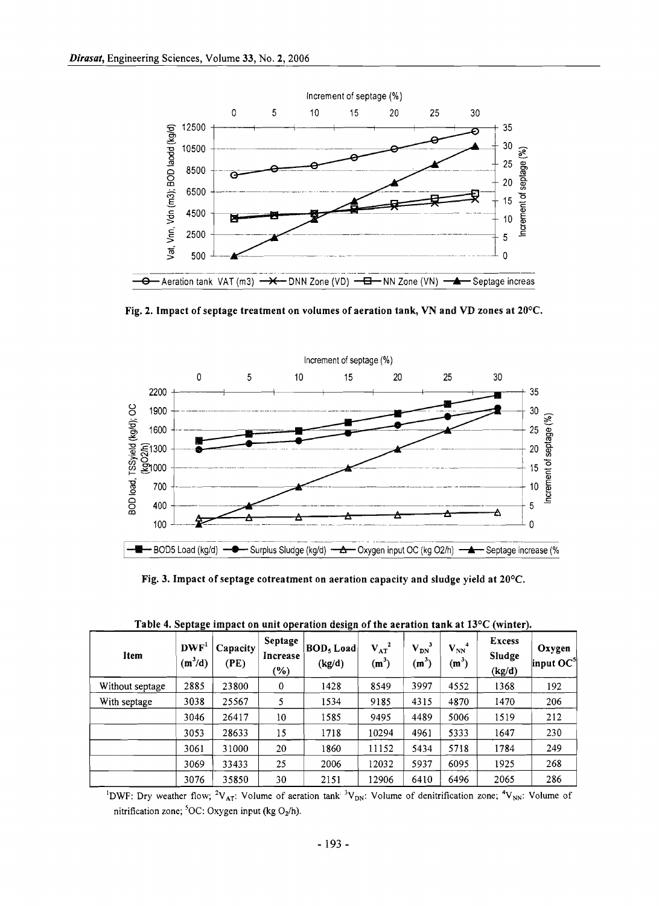Fig. 2. Impact of septage treatment on volumes of aeration tank, VN and VD zones at 20°C.

Fig. 3. Impact of septage cotreatment on aeration capacity and sludge yield at 20°C.

Table 4. Septage impact on unit operation design of the aeration tank at 13°C (winter).

| Item | DWF[1] ($m^3/d$) | Capacity (PE) | Septage Increase (%) | $BOD_5$ Load (kg/d) | $V_{AT}$[2] ($m^3$) | $V_{DN}$[3] ($m^3$) | $V_{NN}$[4] ($m^3$) | Excess Sludge (kg/d) | Oxygen input OC[5] |
|---|---|---|---|---|---|---|---|---|---|
| Without septage | 2885 | 23800 | 0 | 1428 | 8549 | 3997 | 4552 | 1368 | 192 |
| With septage | 3038 | 25567 | 5 | 1534 | 9185 | 4315 | 4870 | 1470 | 206 |
| | 3046 | 26417 | 10 | 1585 | 9495 | 4489 | 5006 | 1519 | 212 |
| | 3053 | 28633 | 15 | 1718 | 10294 | 4961 | 5333 | 1647 | 230 |
| | 3061 | 31000 | 20 | 1860 | 11152 | 5434 | 5718 | 1784 | 249 |
| | 3069 | 33433 | 25 | 2006 | 12032 | 5937 | 6095 | 1925 | 268 |
| | 3076 | 35850 | 30 | 2151 | 12906 | 6410 | 6496 | 2065 | 286 |

[1]DWF: Dry weather flow; [2]$V_{AT}$: Volume of aeration tank [3]$V_{DN}$: Volume of denitrification zone; [4]$V_{NN}$: Volume of nitrification zone; [5]OC: Oxygen input (kg $O_2$/h).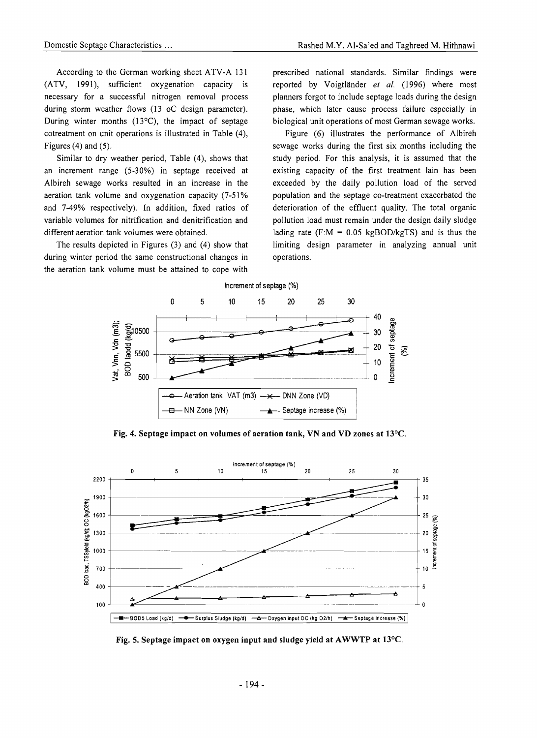According to the German working sheet ATV-A 131 (ATV, 1991), sufficient oxygenation capacity is necessary for a successful nitrogen removal process during storm weather flows (13 oC design parameter). During winter months (13°C), the impact of septage cotreatment on unit operations is illustrated in Table (4), Figures (4) and (5).

Similar to dry weather period, Table (4), shows that an increment range (5-30%) in septage received at Albireh sewage works resulted in an increase in the aeration tank volume and oxygenation capacity (7-51% and 7-49% respectively). In addition, fixed ratios of variable volumes for nitrification and denitrification and different aeration tank volumes were obtained.

The results depicted in Figures (3) and (4) show that during winter period the same constructional changes in the aeration tank volume must be attained to cope with prescribed national standards. Similar findings were reported by Voigtländer *et al.* (1996) where most planners forgot to include septage loads during the design phase, which later cause process failure especially in biological unit operations of most German sewage works.

Figure (6) illustrates the performance of Albireh sewage works during the first six months including the study period. For this analysis, it is assumed that the existing capacity of the first treatment lain has been exceeded by the daily pollution load of the served population and the septage co-treatment exacerbated the deterioration of the effluent quality. The total organic pollution load must remain under the design daily sludge lading rate (F:M = 0.05 kgBOD/kgTS) and is thus the limiting design parameter in analyzing annual unit operations.

**Fig. 4. Septage impact on volumes of aeration tank, VN and VD zones at 13°C.**

**Fig. 5. Septage impact on oxygen input and sludge yield at AWWTP at 13°C.**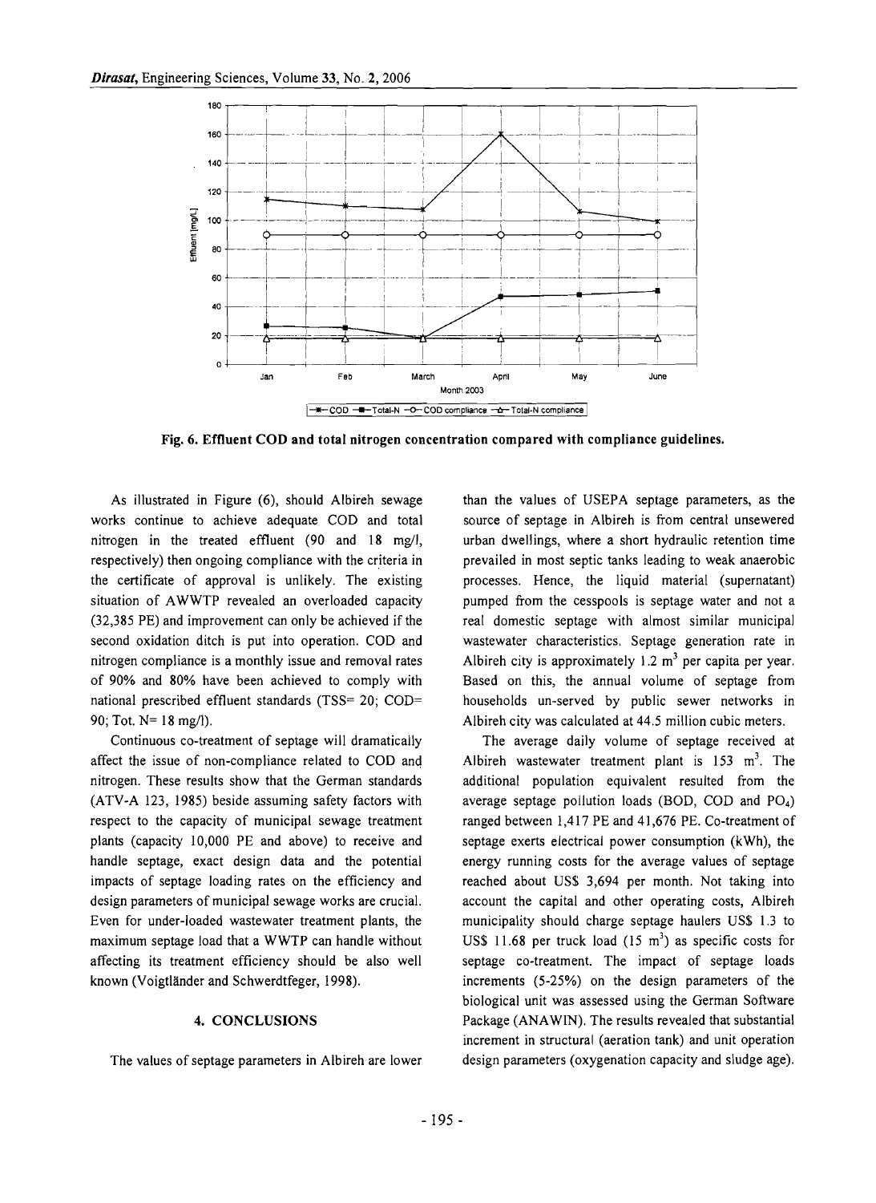Fig. 6. Effluent COD and total nitrogen concentration compared with compliance guidelines.

As illustrated in Figure (6), should Albireh sewage works continue to achieve adequate COD and total nitrogen in the treated effluent (90 and 18 mg/l, respectively) then ongoing compliance with the criteria in the certificate of approval is unlikely. The existing situation of AWWTP revealed an overloaded capacity (32,385 PE) and improvement can only be achieved if the second oxidation ditch is put into operation. COD and nitrogen compliance is a monthly issue and removal rates of 90% and 80% have been achieved to comply with national prescribed effluent standards (TSS= 20; COD= 90; Tot. N= 18 mg/l).

Continuous co-treatment of septage will dramatically affect the issue of non-compliance related to COD and nitrogen. These results show that the German standards (ATV-A 123, 1985) beside assuming safety factors with respect to the capacity of municipal sewage treatment plants (capacity 10,000 PE and above) to receive and handle septage, exact design data and the potential impacts of septage loading rates on the efficiency and design parameters of municipal sewage works are crucial. Even for under-loaded wastewater treatment plants, the maximum septage load that a WWTP can handle without affecting its treatment efficiency should be also well known (Voigtländer and Schwerdtfeger, 1998).

## 4. CONCLUSIONS

The values of septage parameters in Albireh are lower than the values of USEPA septage parameters, as the source of septage in Albireh is from central unsewered urban dwellings, where a short hydraulic retention time prevailed in most septic tanks leading to weak anaerobic processes. Hence, the liquid material (supernatant) pumped from the cesspools is septage water and not a real domestic septage with almost similar municipal wastewater characteristics. Septage generation rate in Albireh city is approximately 1.2 $m^3$ per capita per year. Based on this, the annual volume of septage from households un-served by public sewer networks in Albireh city was calculated at 44.5 million cubic meters.

The average daily volume of septage received at Albireh wastewater treatment plant is 153 $m^3$. The additional population equivalent resulted from the average septage pollution loads (BOD, COD and $PO_4$) ranged between 1,417 PE and 41,676 PE. Co-treatment of septage exerts electrical power consumption (kWh), the energy running costs for the average values of septage reached about US$ 3,694 per month. Not taking into account the capital and other operating costs, Albireh municipality should charge septage haulers US$ 1.3 to US$ 11.68 per truck load (15 $m^3$) as specific costs for septage co-treatment. The impact of septage loads increments (5-25%) on the design parameters of the biological unit was assessed using the German Software Package (ANAWIN). The results revealed that substantial increment in structural (aeration tank) and unit operation design parameters (oxygenation capacity and sludge age).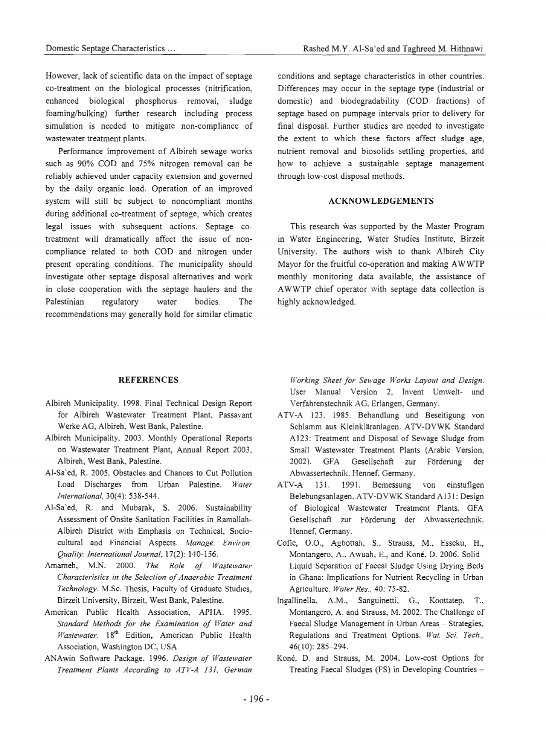However, lack of scientific data on the impact of septage co-treatment on the biological processes (nitrification, enhanced biological phosphorus removal, sludge foaming/bulking) further research including process simulation is needed to mitigate non-compliance of wastewater treatment plants.

Performance improvement of Albireh sewage works such as 90% COD and 75% nitrogen removal can be reliably achieved under capacity extension and governed by the daily organic load. Operation of an improved system will still be subject to noncompliant months during additional co-treatment of septage, which creates legal issues with subsequent actions. Septage co-treatment will dramatically affect the issue of non-compliance related to both COD and nitrogen under present operating conditions. The municipality should investigate other septage disposal alternatives and work in close cooperation with the septage haulers and the Palestinian regulatory water bodies. The recommendations may generally hold for similar climatic conditions and septage characteristics in other countries. Differences may occur in the septage type (industrial or domestic) and biodegradability (COD fractions) of septage based on pumpage intervals prior to delivery for final disposal. Further studies are needed to investigate the extent to which these factors affect sludge age, nutrient removal and biosolids settling properties, and how to achieve a sustainable septage management through low-cost disposal methods.

## ACKNOWLEDGEMENTS

This research was supported by the Master Program in Water Engineering, Water Studies Institute, Birzeit University. The authors wish to thank Albireh City Mayor for the fruitful co-operation and making AWWTP monthly monitoring data available, the assistance of AWWTP chief operator with septage data collection is highly acknowledged.

## REFERENCES

Albireh Municipality. 1998. Final Technical Design Report for Albireh Wastewater Treatment Plant, Passavant Werke AG, Albireh, West Bank, Palestine.

Albireh Municipality. 2003. Monthly Operational Reports on Wastewater Treatment Plant, Annual Report 2003, Albireh, West Bank, Palestine.

Al-Sa'ed, R. 2005. Obstacles and Chances to Cut Pollution Load Discharges from Urban Palestine. *Water International*, 30(4): 538-544.

Al-Sa'ed, R. and Mubarak, S. 2006. Sustainability Assessment of Onsite Sanitation Facilities in Ramallah-Albireh District with Emphasis on Technical, Socio-cultural and Financial Aspects. *Manage. Environ. Quality: International Journal*, 17(2): 140-156.

Amarneh, M.N. 2000. *The Role of Wastewater Characteristics in the Selection of Anaerobic Treatment Technology*. M.Sc. Thesis, Faculty of Graduate Studies, Birzeit University, Birzeit, West Bank, Palestine.

American Public Health Association, APHA. 1995. *Standard Methods for the Examination of Water and Wastewater*. 18th Edition, American Public Health Association, Washington DC, USA

ANAwin Software Package. 1996. *Design of Wastewater Treatment Plants According to ATV-A 131, German Working Sheet for Sewage Works Layout and Design*. User Manual Version 2, Invent Umwelt- und Verfahrenstechnik AG, Erlangen, Germany.

ATV-A 123. 1985. Behandlung und Beseitigung von Schlamm aus Kleinkläranlagen. ATV-DVWK Standard A123: Treatment and Disposal of Sewage Sludge from Small Wastewater Treatment Plants (Arabic Version, 2002). GFA Gesellschaft zur Förderung der Abwassertechnik. Hennef, Germany.

ATV-A 131. 1991. Bemessung von einstufigen Belebungsanlagen. ATV-DVWK Standard A131: Design of Biological Wastewater Treatment Plants. GFA Gesellschaft zur Förderung der Abwassertechnik. Hennef, Germany.

Cofie, O.O., Agbottah, S., Strauss, M., Esseku, H., Montangero, A., Awuah, E., and Koné, D. 2006. Solid–Liquid Separation of Faecal Sludge Using Drying Beds in Ghana: Implications for Nutrient Recycling in Urban Agriculture. *Water Res.*, 40: 75-82.

Ingallinella, A.M., Sanguinetti, G., Koottatep, T., Montangero, A. and Strauss, M. 2002. The Challenge of Faecal Sludge Management in Urban Areas – Strategies, Regulations and Treatment Options. *Wat. Sci. Tech.*, 46(10): 285–294.

Koné, D. and Strauss, M. 2004. Low-cost Options for Treating Faecal Sludges (FS) in Developing Countries –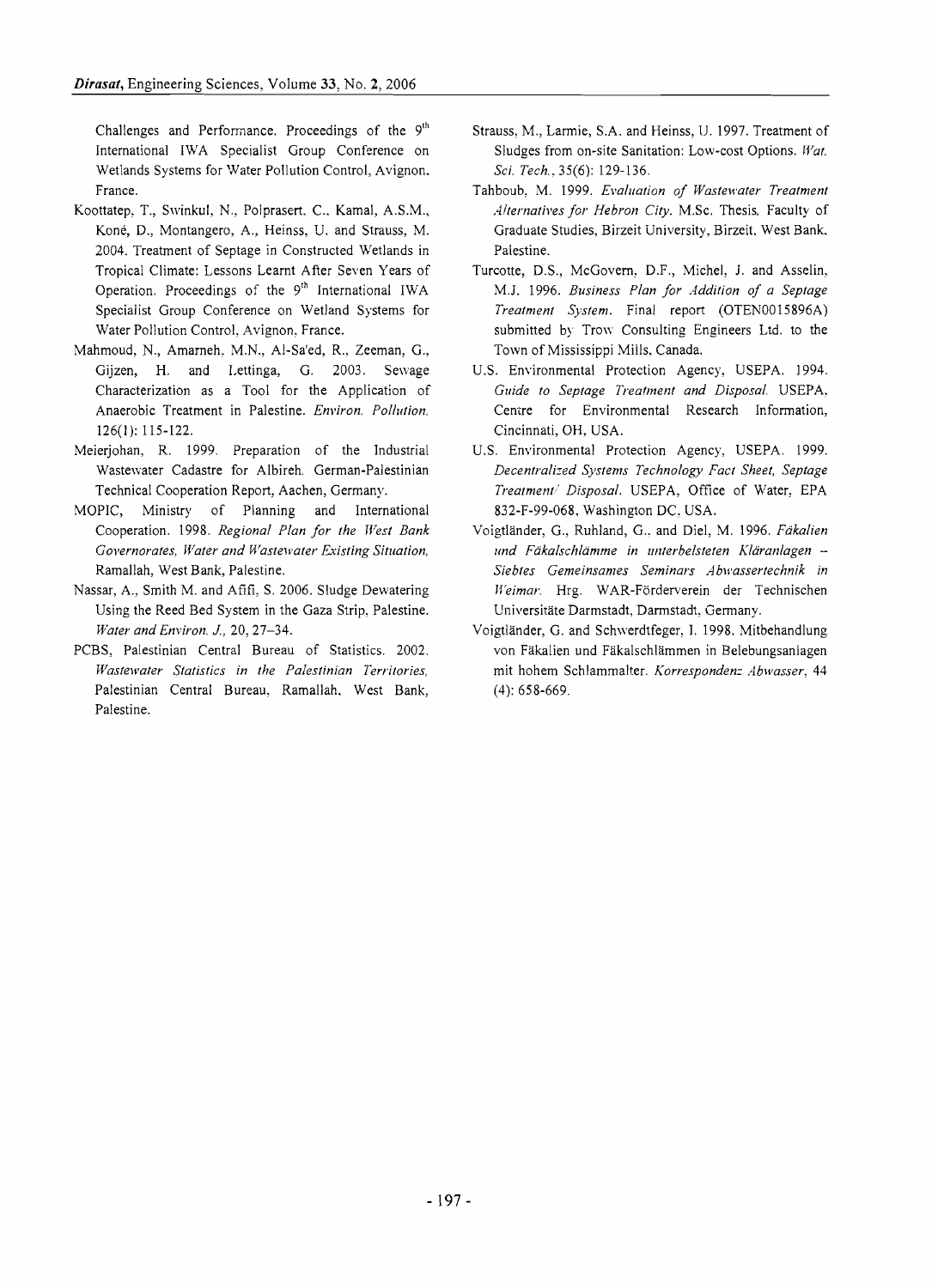Challenges and Performance. Proceedings of the 9th International IWA Specialist Group Conference on Wetlands Systems for Water Pollution Control, Avignon, France.

Koottatep, T., Swinkul, N., Polprasert, C., Kamal, A.S.M., Koné, D., Montangero, A., Heinss, U. and Strauss, M. 2004. Treatment of Septage in Constructed Wetlands in Tropical Climate: Lessons Learnt After Seven Years of Operation. Proceedings of the 9th International IWA Specialist Group Conference on Wetland Systems for Water Pollution Control, Avignon, France.

Mahmoud, N., Amarneh, M.N., Al-Sa'ed, R., Zeeman, G., Gijzen, H. and Lettinga, G. 2003. Sewage Characterization as a Tool for the Application of Anaerobic Treatment in Palestine. *Environ. Pollution*, 126(1): 115-122.

Meierjohan, R. 1999. Preparation of the Industrial Wastewater Cadastre for Albireh. German-Palestinian Technical Cooperation Report, Aachen, Germany.

MOPIC, Ministry of Planning and International Cooperation. 1998. *Regional Plan for the West Bank Governorates, Water and Wastewater Existing Situation*, Ramallah, West Bank, Palestine.

Nassar, A., Smith M. and Afifi, S. 2006. Sludge Dewatering Using the Reed Bed System in the Gaza Strip, Palestine. *Water and Environ. J.*, 20, 27–34.

PCBS, Palestinian Central Bureau of Statistics. 2002. *Wastewater Statistics in the Palestinian Territories*, Palestinian Central Bureau, Ramallah, West Bank, Palestine.

Strauss, M., Larmie, S.A. and Heinss, U. 1997. Treatment of Sludges from on-site Sanitation: Low-cost Options. *Wat. Sci. Tech.*, 35(6): 129-136.

Tahboub, M. 1999. *Evaluation of Wastewater Treatment Alternatives for Hebron City*. M.Sc. Thesis, Faculty of Graduate Studies, Birzeit University, Birzeit, West Bank, Palestine.

Turcotte, D.S., McGovern, D.F., Michel, J. and Asselin, M.J. 1996. *Business Plan for Addition of a Septage Treatment System*. Final report (OTEN0015896A) submitted by Trow Consulting Engineers Ltd. to the Town of Mississippi Mills, Canada.

U.S. Environmental Protection Agency, USEPA. 1994. *Guide to Septage Treatment and Disposal*. USEPA, Centre for Environmental Research Information, Cincinnati, OH, USA.

U.S. Environmental Protection Agency, USEPA. 1999. *Decentralized Systems Technology Fact Sheet, Septage Treatment/ Disposal*. USEPA, Office of Water, EPA 832-F-99-068, Washington DC, USA.

Voigtländer, G., Ruhland, G., and Diel, M. 1996. *Fäkalien und Fäkalschlämme in unterbelsteten Kläranlagen – Siebtes Gemeinsames Seminars Abwassertechnik in Weimar*. Hrg. WAR-Förderverein der Technischen Universitäte Darmstadt, Darmstadt, Germany.

Voigtländer, G. and Schwerdtfeger, I. 1998. Mitbehandlung von Fäkalien und Fäkalschlämmen in Belebungsanlagen mit hohem Schlammalter. *Korrespondenz Abwasser*, 44 (4): 658-669.